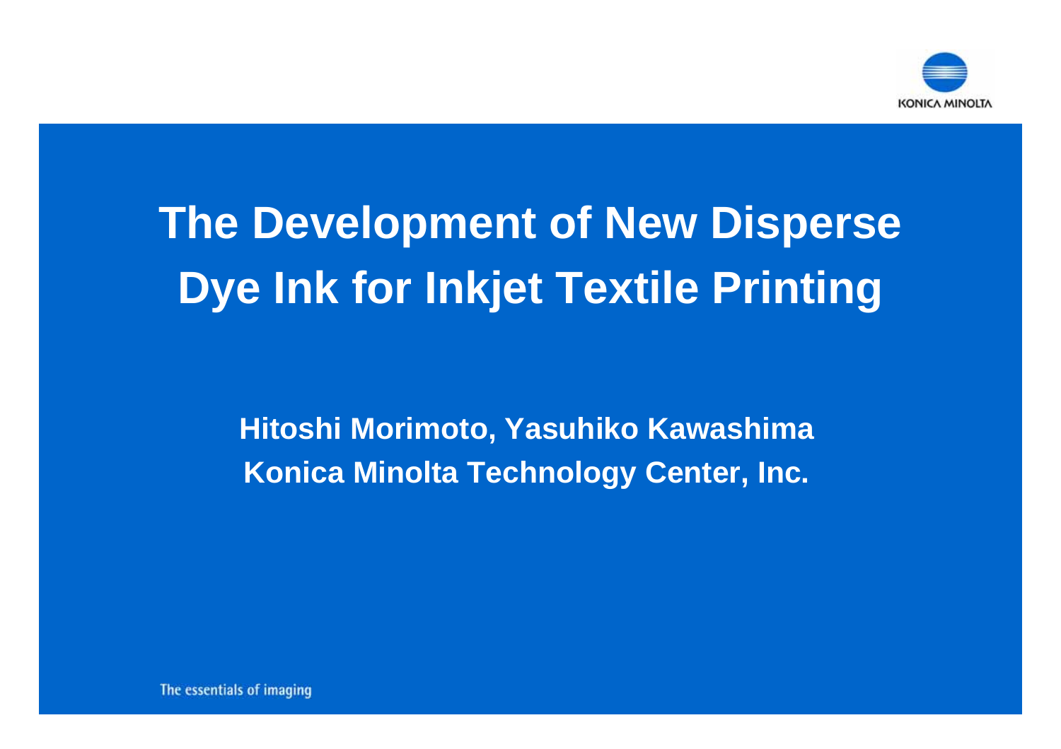KONICA MINOLTA

# The Development of New Disperse Dye Ink for Inkjet Textile Printing

**Hitoshi Morimoto, Yasuhiko Kawashima**
**Konica Minolta Technology Center, Inc.**

The essentials of imaging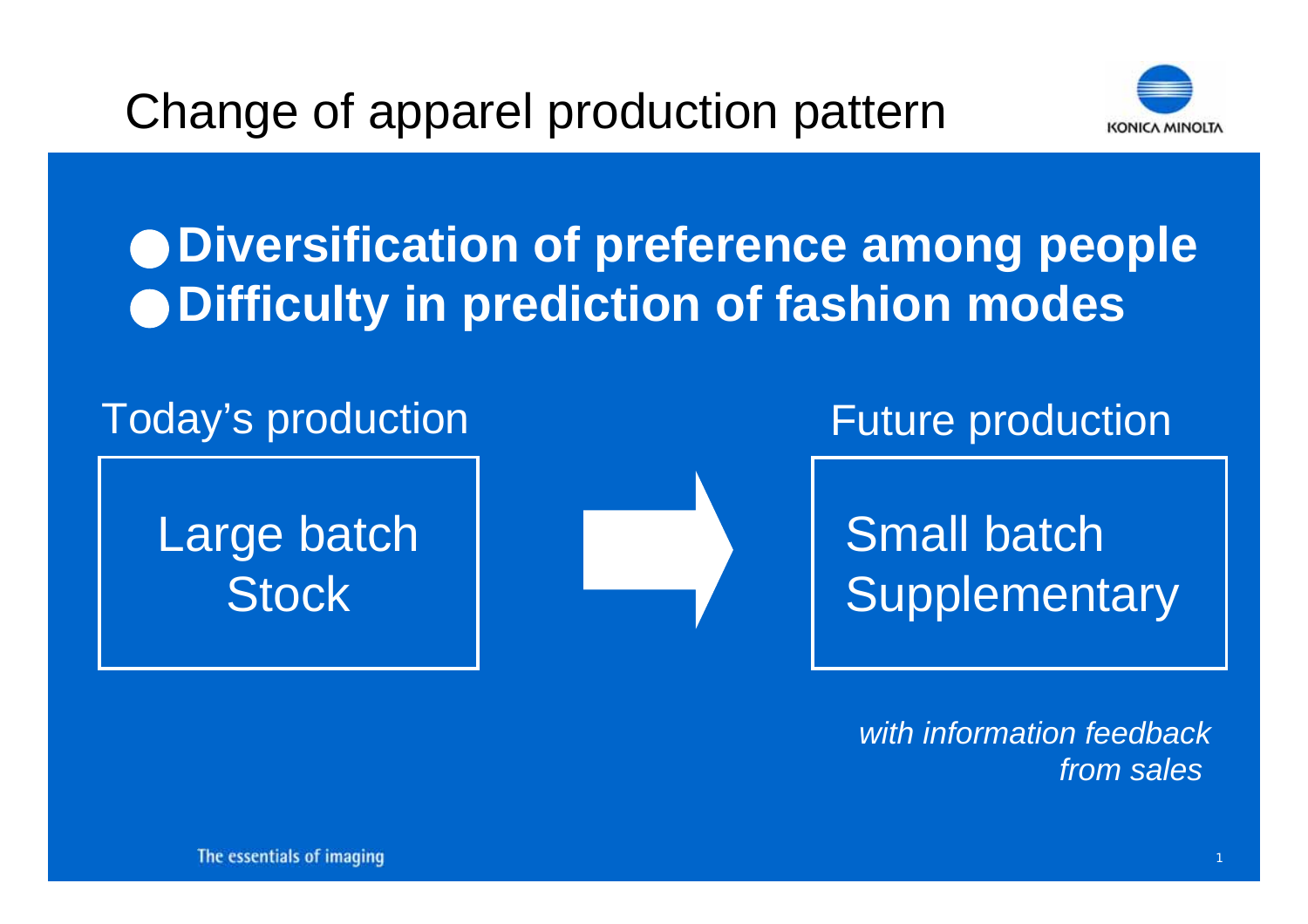# Change of apparel production pattern

- **Diversification of preference among people**
- **Difficulty in prediction of fashion modes**

Today's production

Large batch
Stock

Future production

Small batch
Supplementary

*with information feedback from sales*

The essentials of imaging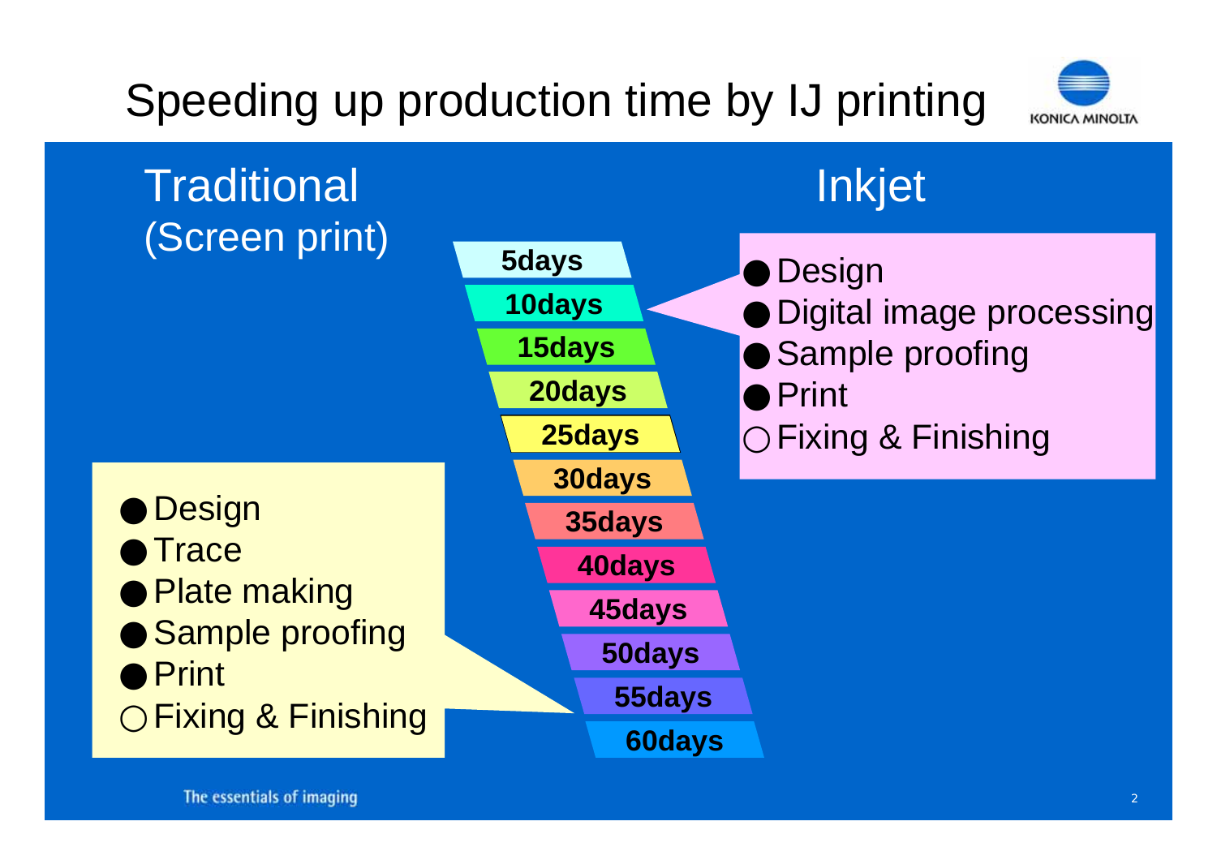# Speeding up production time by IJ printing

## Traditional (Screen print)

- ● Design
- ● Trace
- ● Plate making
- ● Sample proofing
- ● Print
- ○ Fixing & Finishing

5days
10days
15days
20days
25days
30days
35days
40days
45days
50days
55days
60days

## Inkjet

- ● Design
- ● Digital image processing
- ● Sample proofing
- ● Print
- ○ Fixing & Finishing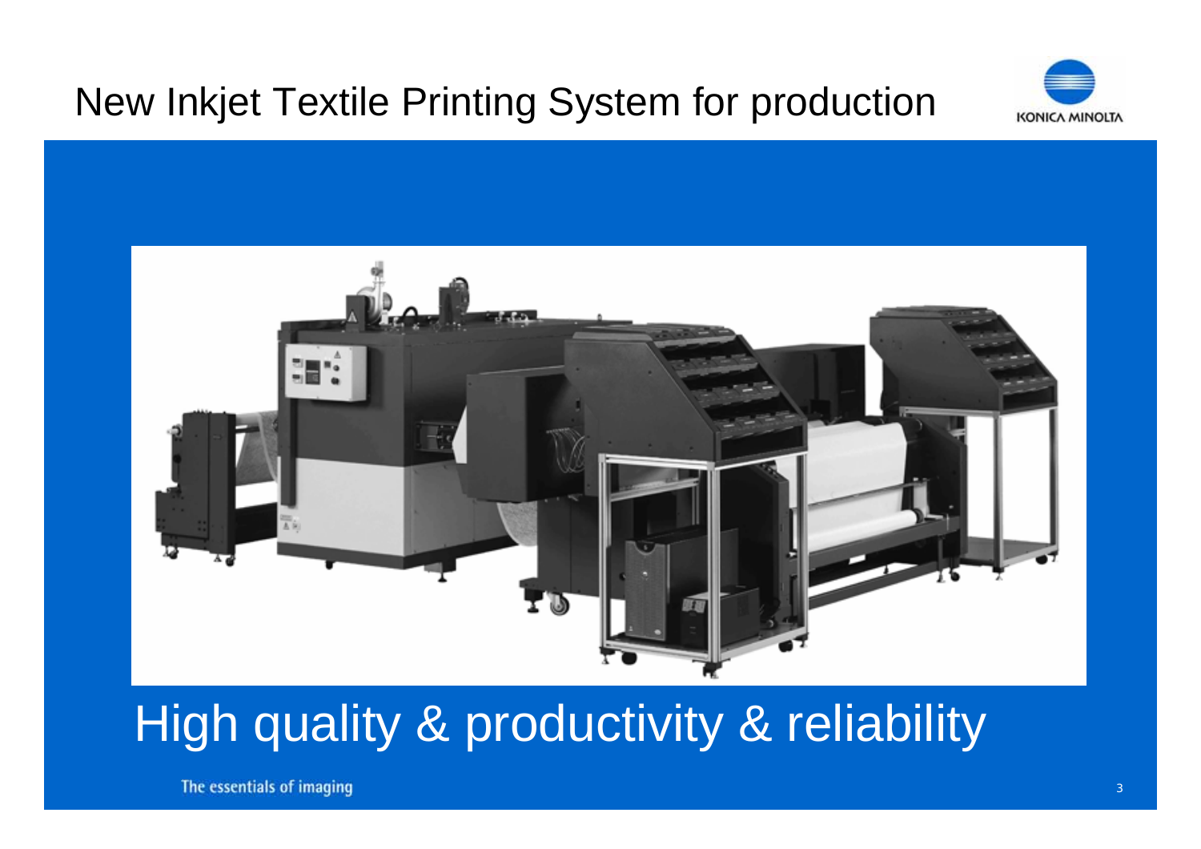# New Inkjet Textile Printing System for production

High quality & productivity & reliability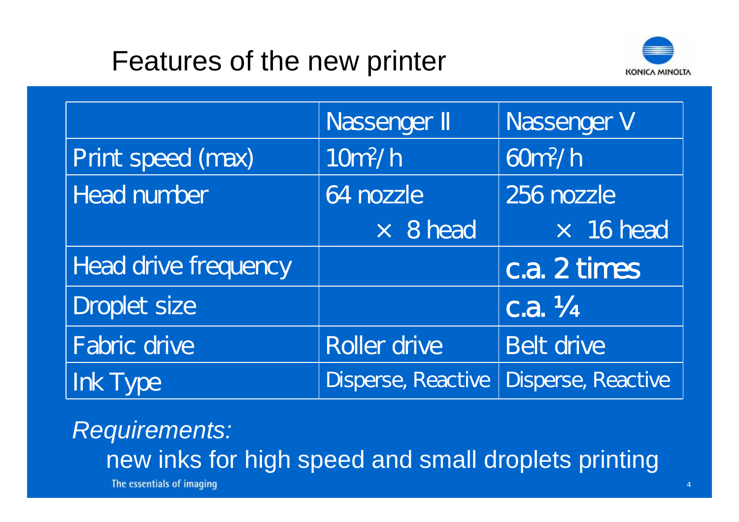# Features of the new printer

| | Nassenger II | Nassenger V |
|---|---|---|
| Print speed (max) | $10m^2/h$ | $60m^2/h$ |
| Head number | 64 nozzle × 8 head | 256 nozzle × 16 head |
| Head drive frequency | | c.a. 2 times |
| Droplet size | | c.a. ¼ |
| Fabric drive | Roller drive | Belt drive |
| Ink Type | Disperse, Reactive | Disperse, Reactive |

*Requirements:*

new inks for high speed and small droplets printing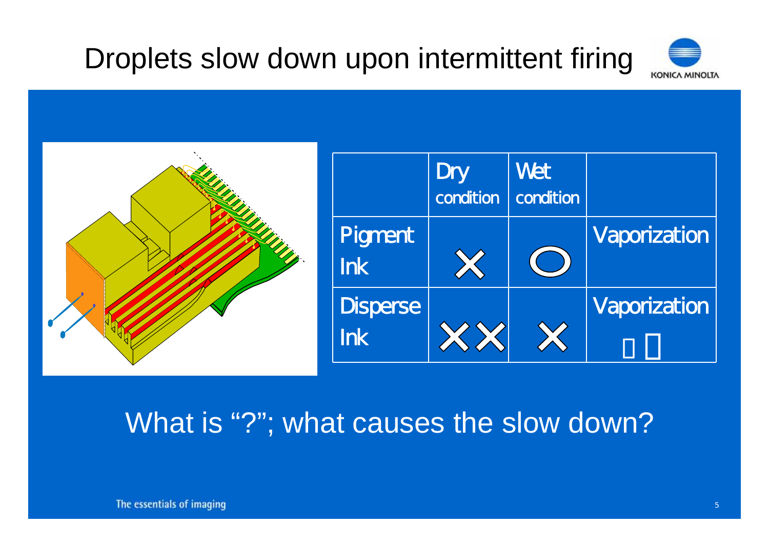# Droplets slow down upon intermittent firing

| | Dry condition | Wet condition | |
|---|---|---|---|
| Pigment Ink | × | ○ | Vaporization |
| Disperse Ink | ×× | × | Vaporization ？？ |

What is “?”; what causes the slow down?

The essentials of imaging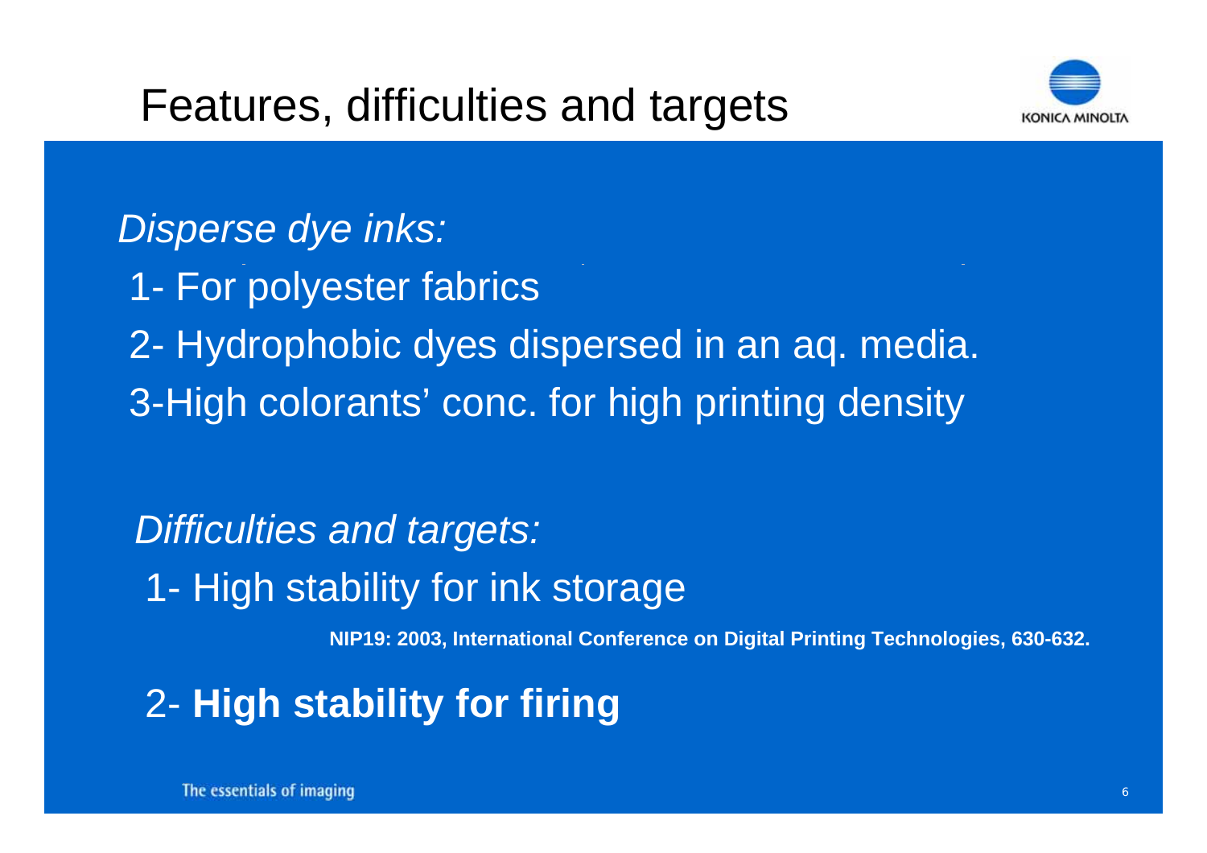# Features, difficulties and targets

*Disperse dye inks:*

1- For polyester fabrics

2- Hydrophobic dyes dispersed in an aq. media.

3-High colorants' conc. for high printing density

*Difficulties and targets:*

1- High stability for ink storage

**NIP19: 2003, International Conference on Digital Printing Technologies, 630-632.**

2- **High stability for firing**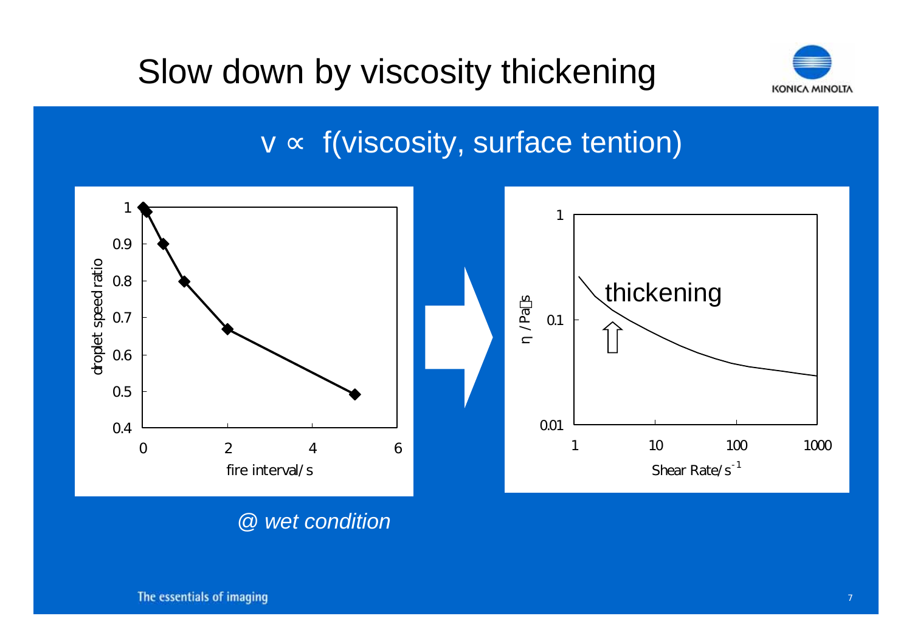# Slow down by viscosity thickening

$v \propto f(\text{viscosity, surface tention})$

*@ wet condition*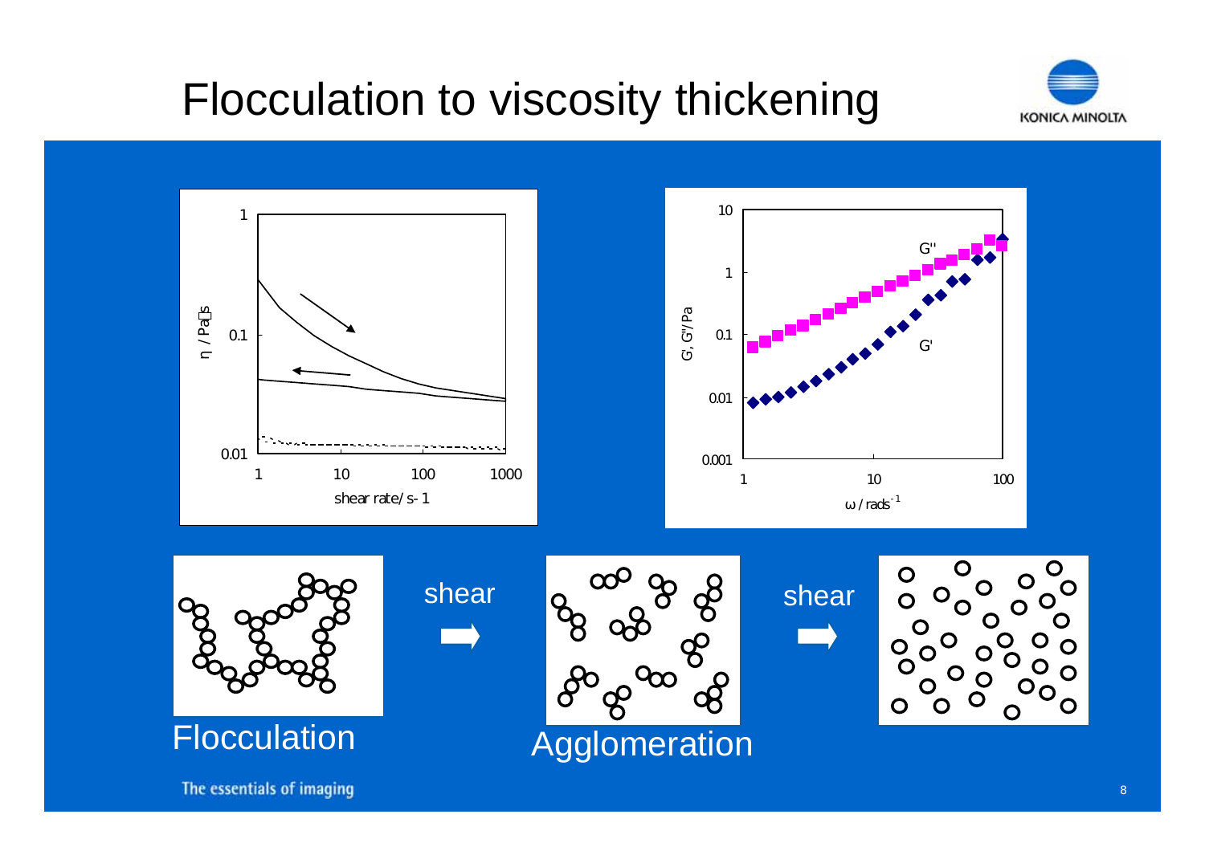# Flocculation to viscosity thickening

η / Pa·s

shear rate/ s-1

G', G''/Pa

ω / rads$^{-1}$

G''

G'

Flocculation

shear

Agglomeration

shear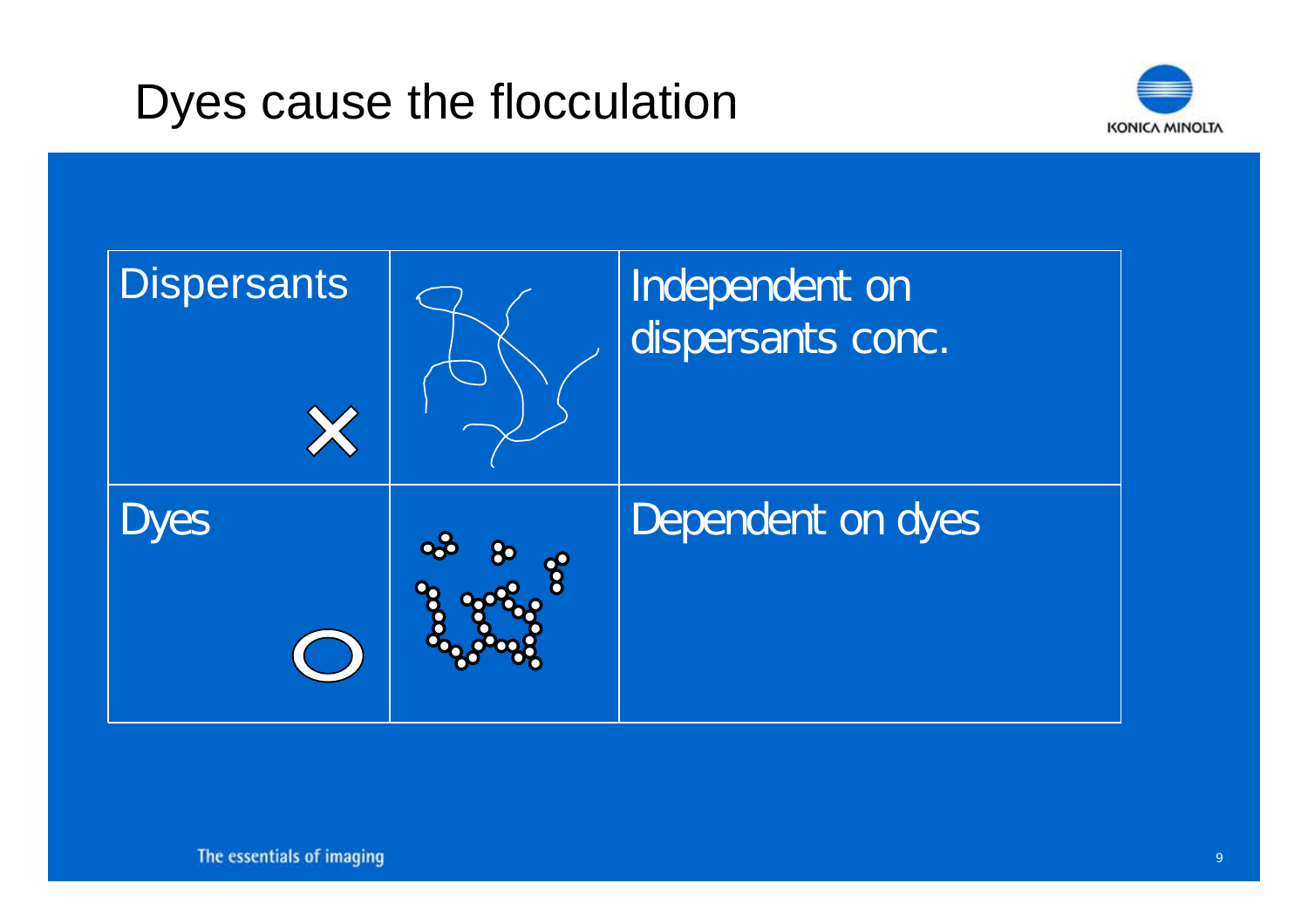# Dyes cause the flocculation

| | | |
|---|---|---|
| Dispersants ✕ | | Independent on dispersants conc. |
| Dyes ○ | | Dependent on dyes |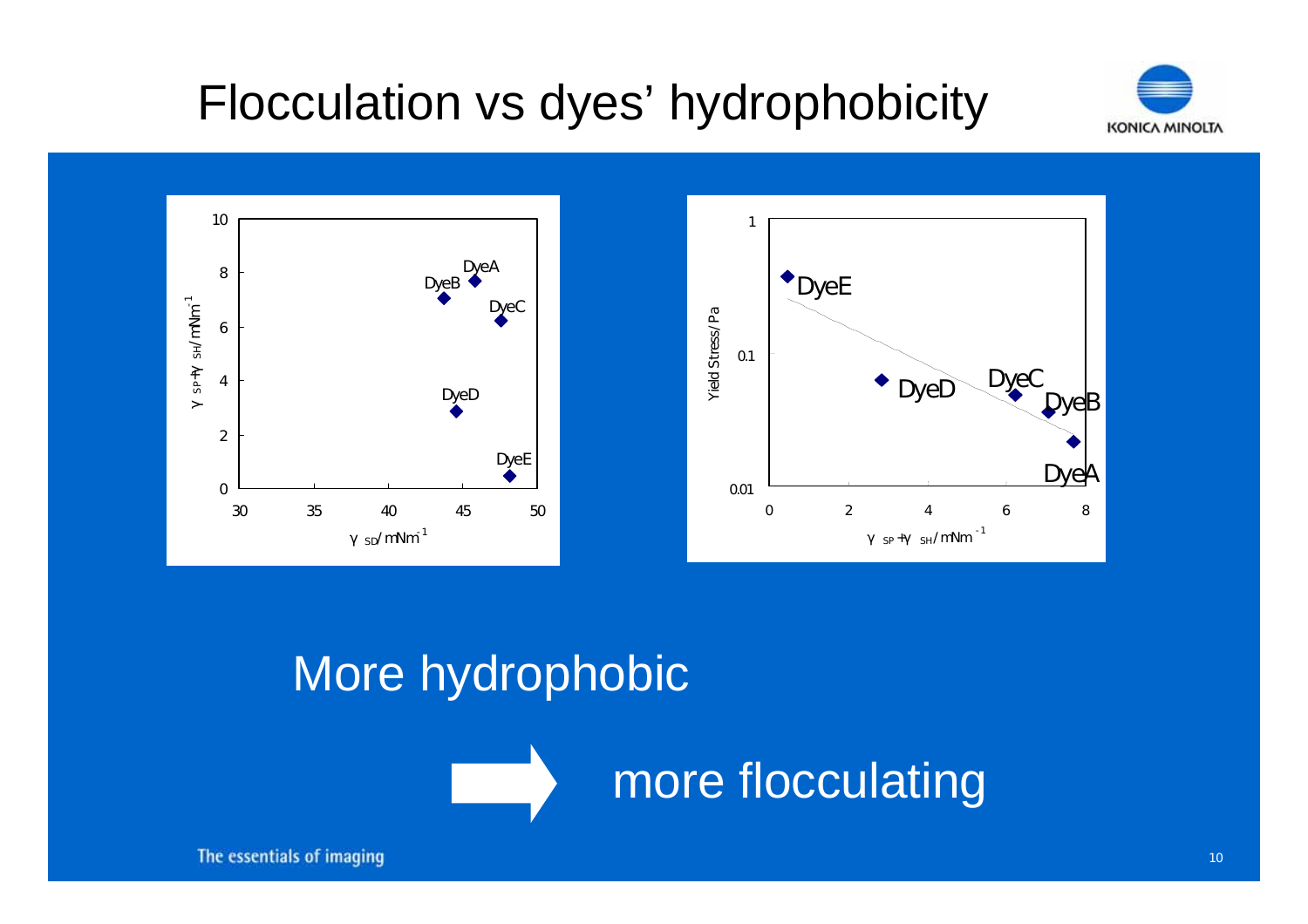# Flocculation vs dyes' hydrophobicity

More hydrophobic

➡ more flocculating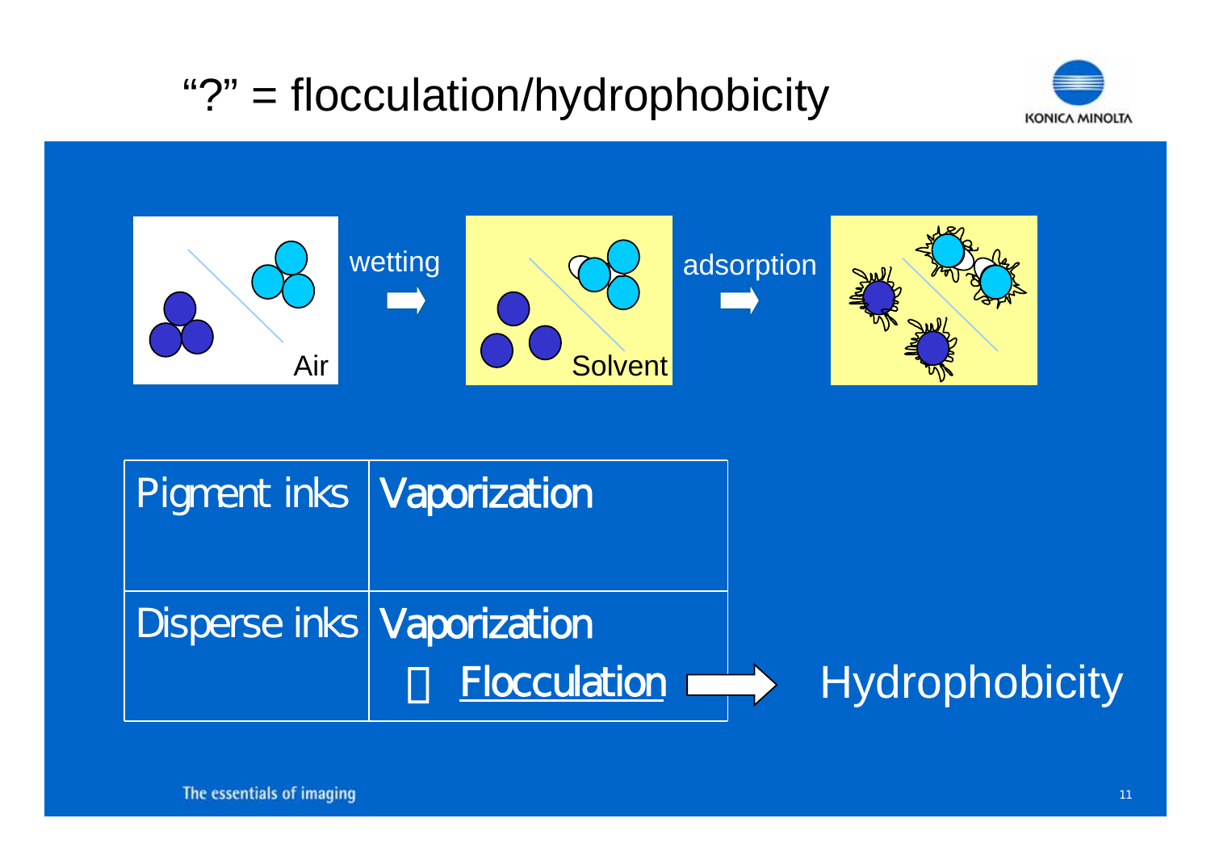# "?" = flocculation/hydrophobicity

Air → wetting → Solvent → adsorption

| Pigment inks | Vaporization |
|---|---|
| Disperse inks | Vaporization<br>Flocculation |

Flocculation → Hydrophobicity

The essentials of imaging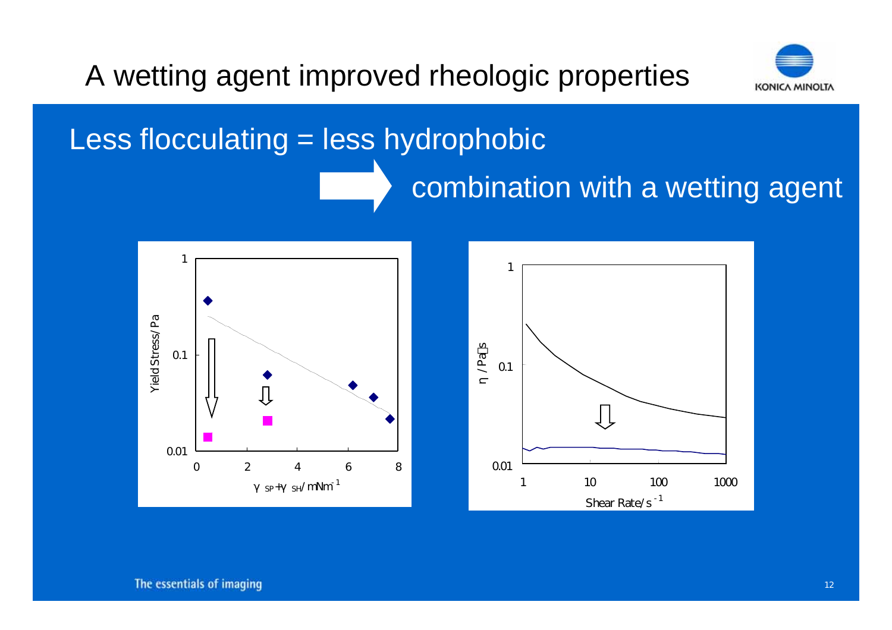# A wetting agent improved rheologic properties

Less flocculating = less hydrophobic

→ combination with a wetting agent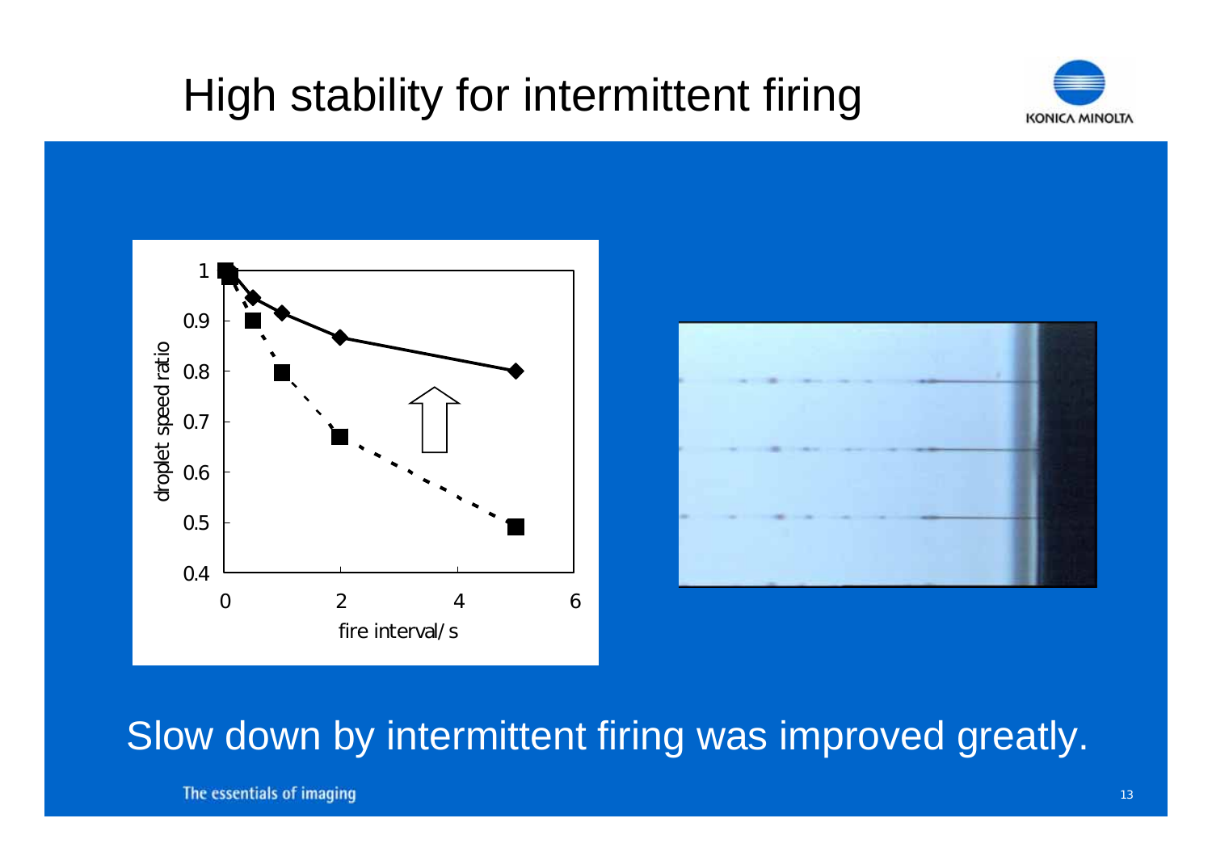# High stability for intermittent firing

Slow down by intermittent firing was improved greatly.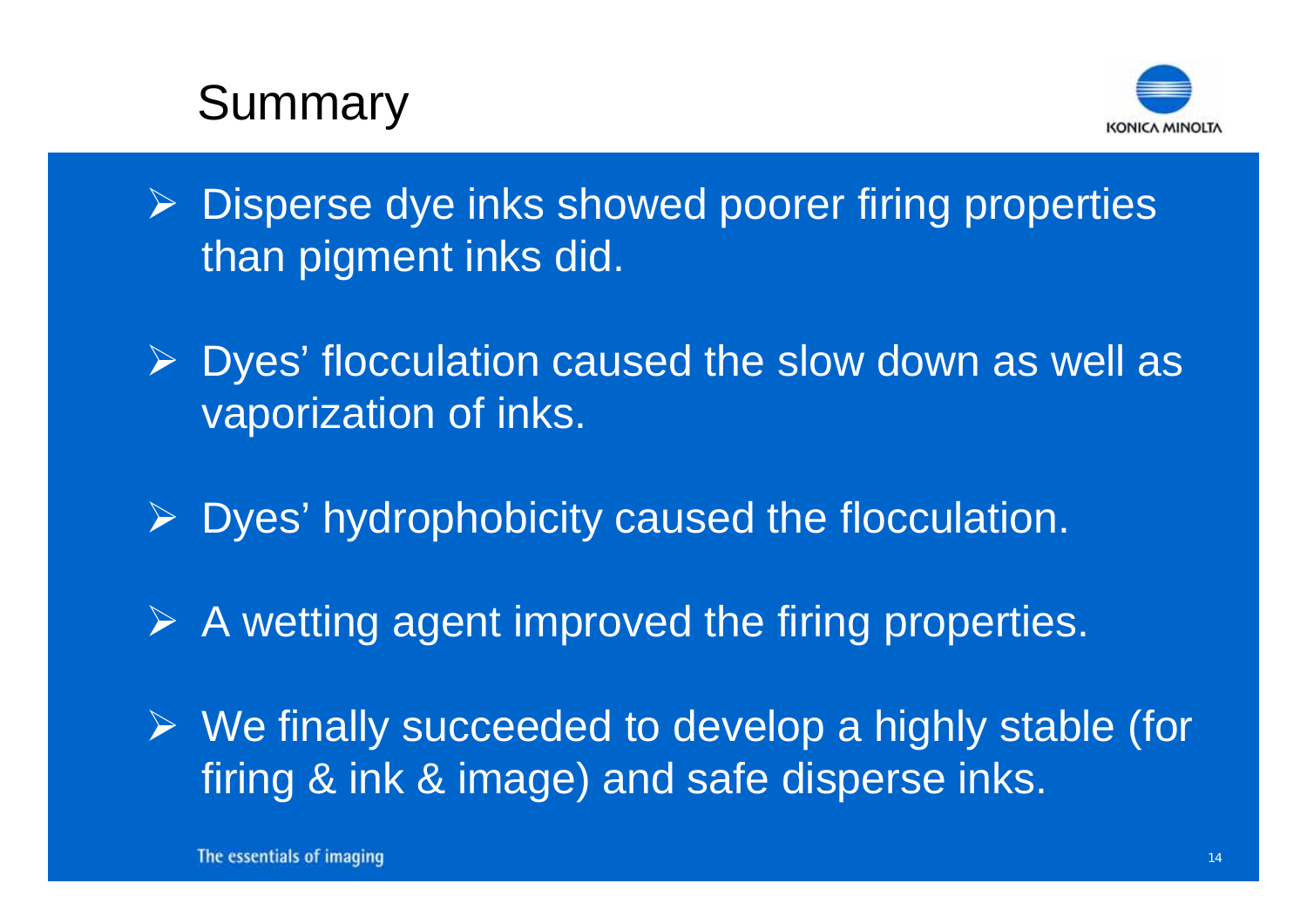# Summary

- Disperse dye inks showed poorer firing properties than pigment inks did.
- Dyes' flocculation caused the slow down as well as vaporization of inks.
- Dyes' hydrophobicity caused the flocculation.
- A wetting agent improved the firing properties.
- We finally succeeded to develop a highly stable (for firing & ink & image) and safe disperse inks.